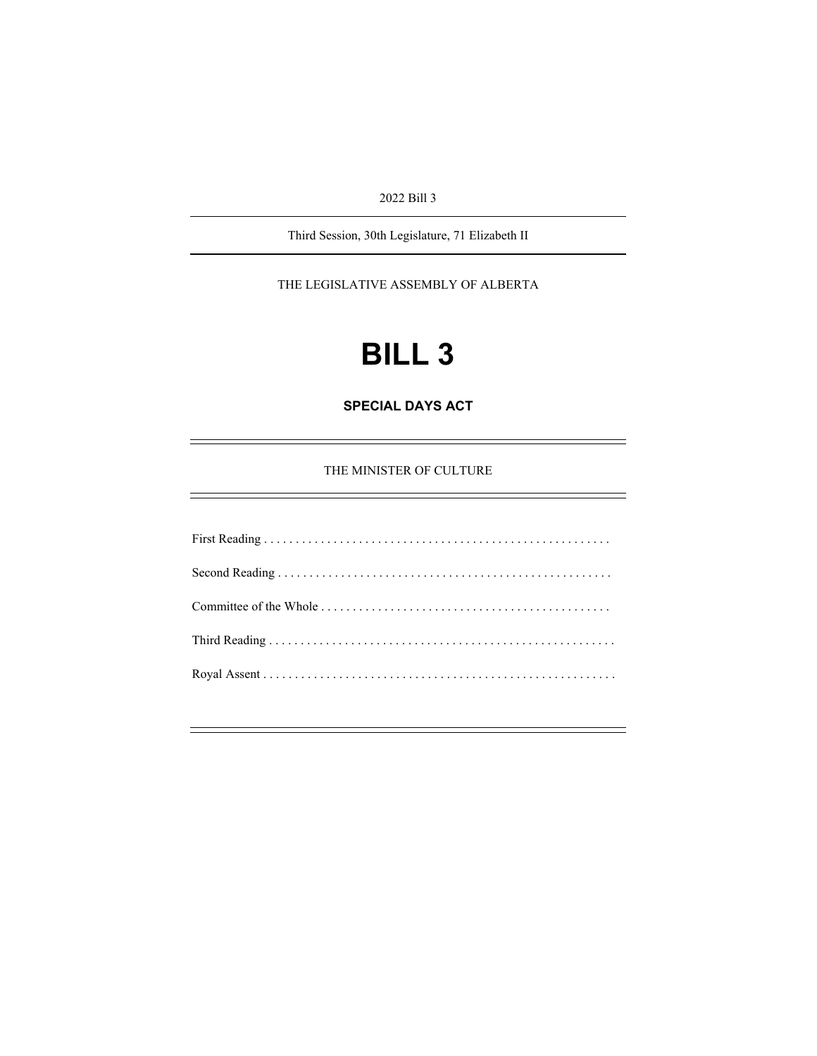2022 Bill 3

---

Third Session, 30th Legislature, 71 Elizabeth II

---

THE LEGISLATIVE ASSEMBLY OF ALBERTA

# BILL 3

## SPECIAL DAYS ACT

---

THE MINISTER OF CULTURE

---

First Reading . . . . . . . . . . . . . . . . . . . . . . . . . . . . . . . . . . . . . . . . . . . . . . . . . . . . . .

Second Reading . . . . . . . . . . . . . . . . . . . . . . . . . . . . . . . . . . . . . . . . . . . . . . . . . . . .

Committee of the Whole . . . . . . . . . . . . . . . . . . . . . . . . . . . . . . . . . . . . . . . . . . . . .

Third Reading . . . . . . . . . . . . . . . . . . . . . . . . . . . . . . . . . . . . . . . . . . . . . . . . . . . . . .

Royal Assent . . . . . . . . . . . . . . . . . . . . . . . . . . . . . . . . . . . . . . . . . . . . . . . . . . . . . . .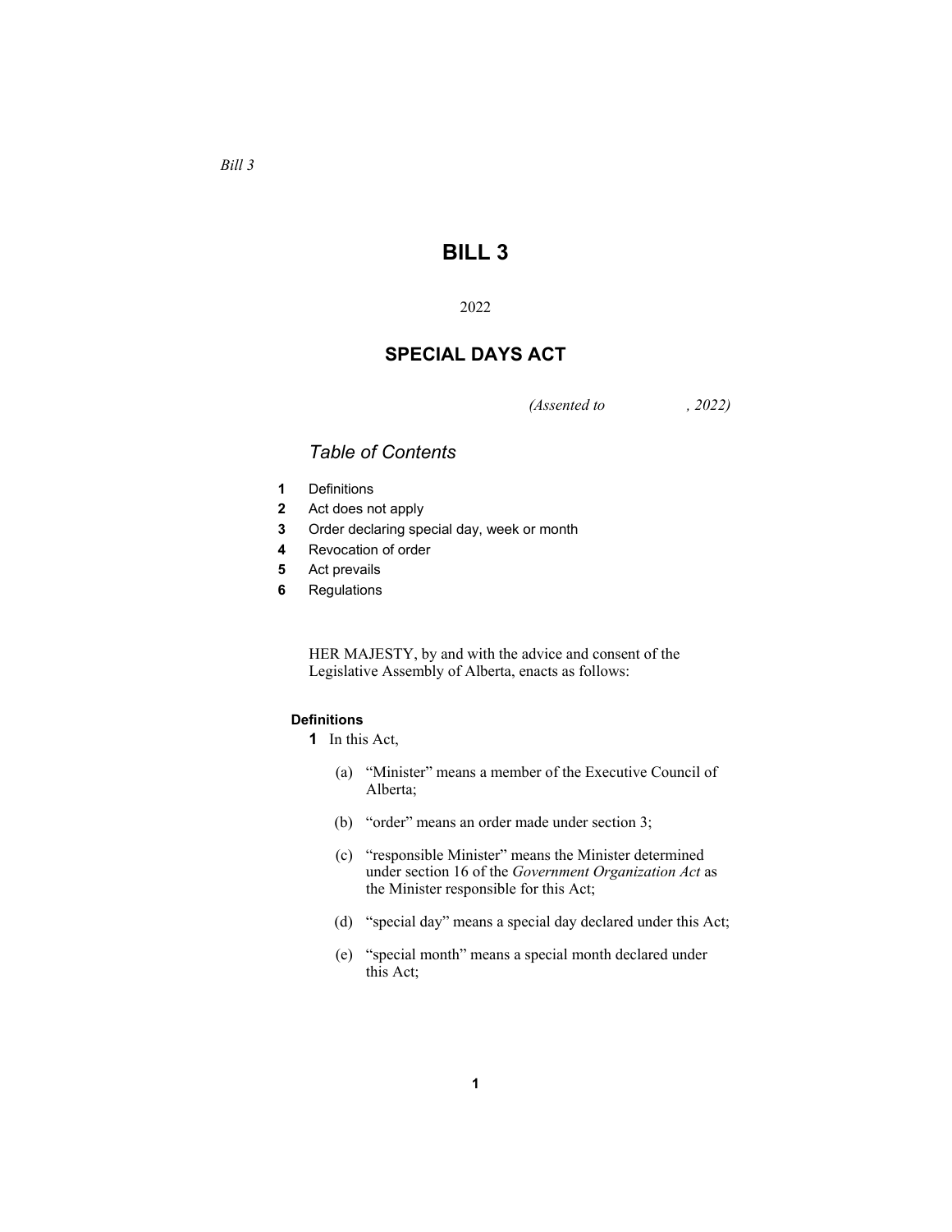*Bill 3*

# BILL 3

2022

## SPECIAL DAYS ACT

*(Assented to , 2022)*

### *Table of Contents*

**1** Definitions
**2** Act does not apply
**3** Order declaring special day, week or month
**4** Revocation of order
**5** Act prevails
**6** Regulations

HER MAJESTY, by and with the advice and consent of the Legislative Assembly of Alberta, enacts as follows:

**Definitions**

**1** In this Act,

(a) "Minister" means a member of the Executive Council of Alberta;

(b) "order" means an order made under section 3;

(c) "responsible Minister" means the Minister determined under section 16 of the *Government Organization Act* as the Minister responsible for this Act;

(d) "special day" means a special day declared under this Act;

(e) "special month" means a special month declared under this Act;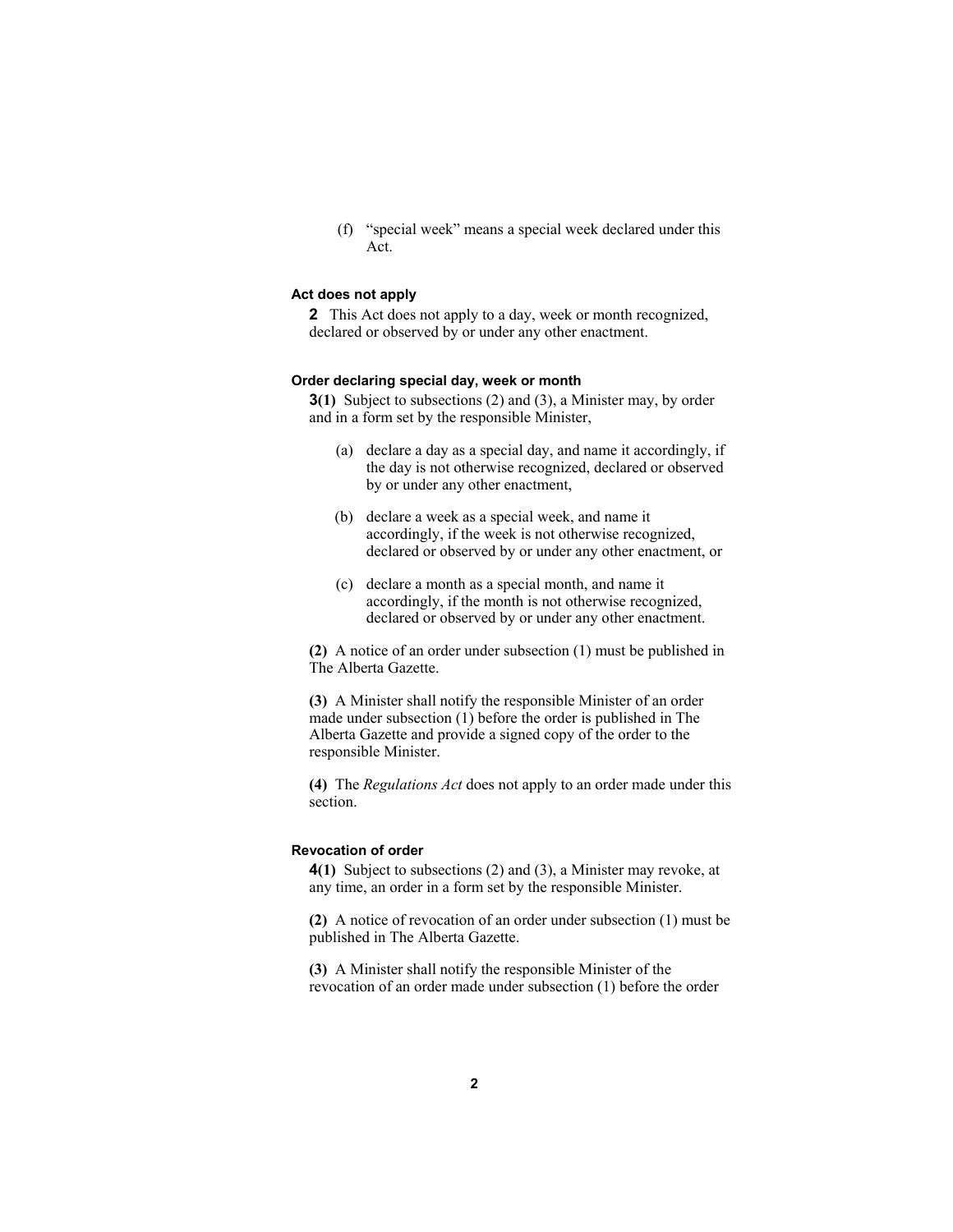(f) "special week" means a special week declared under this Act.

**Act does not apply**

**2** This Act does not apply to a day, week or month recognized, declared or observed by or under any other enactment.

**Order declaring special day, week or month**

**3(1)** Subject to subsections (2) and (3), a Minister may, by order and in a form set by the responsible Minister,

(a) declare a day as a special day, and name it accordingly, if the day is not otherwise recognized, declared or observed by or under any other enactment,

(b) declare a week as a special week, and name it accordingly, if the week is not otherwise recognized, declared or observed by or under any other enactment, or

(c) declare a month as a special month, and name it accordingly, if the month is not otherwise recognized, declared or observed by or under any other enactment.

**(2)** A notice of an order under subsection (1) must be published in The Alberta Gazette.

**(3)** A Minister shall notify the responsible Minister of an order made under subsection (1) before the order is published in The Alberta Gazette and provide a signed copy of the order to the responsible Minister.

**(4)** The *Regulations Act* does not apply to an order made under this section.

**Revocation of order**

**4(1)** Subject to subsections (2) and (3), a Minister may revoke, at any time, an order in a form set by the responsible Minister.

**(2)** A notice of revocation of an order under subsection (1) must be published in The Alberta Gazette.

**(3)** A Minister shall notify the responsible Minister of the revocation of an order made under subsection (1) before the order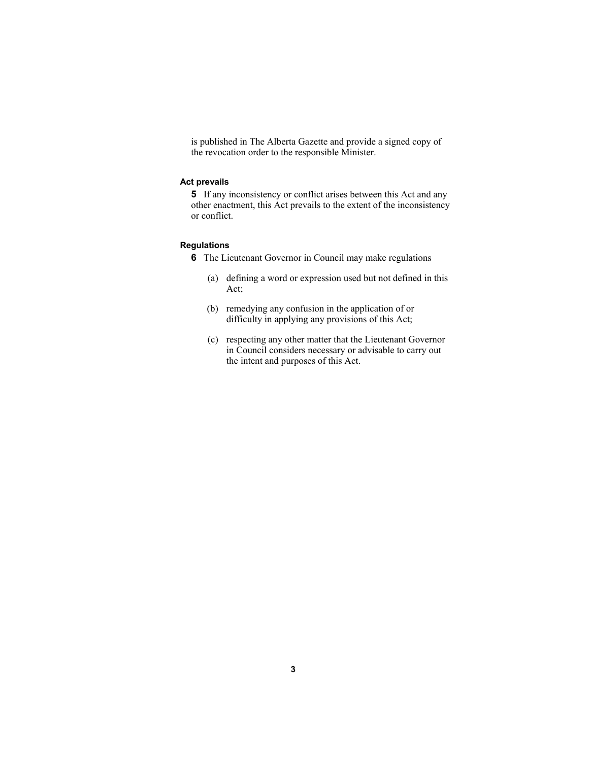is published in The Alberta Gazette and provide a signed copy of the revocation order to the responsible Minister.

#### Act prevails

**5** If any inconsistency or conflict arises between this Act and any other enactment, this Act prevails to the extent of the inconsistency or conflict.

#### Regulations

**6** The Lieutenant Governor in Council may make regulations

(a) defining a word or expression used but not defined in this Act;

(b) remedying any confusion in the application of or difficulty in applying any provisions of this Act;

(c) respecting any other matter that the Lieutenant Governor in Council considers necessary or advisable to carry out the intent and purposes of this Act.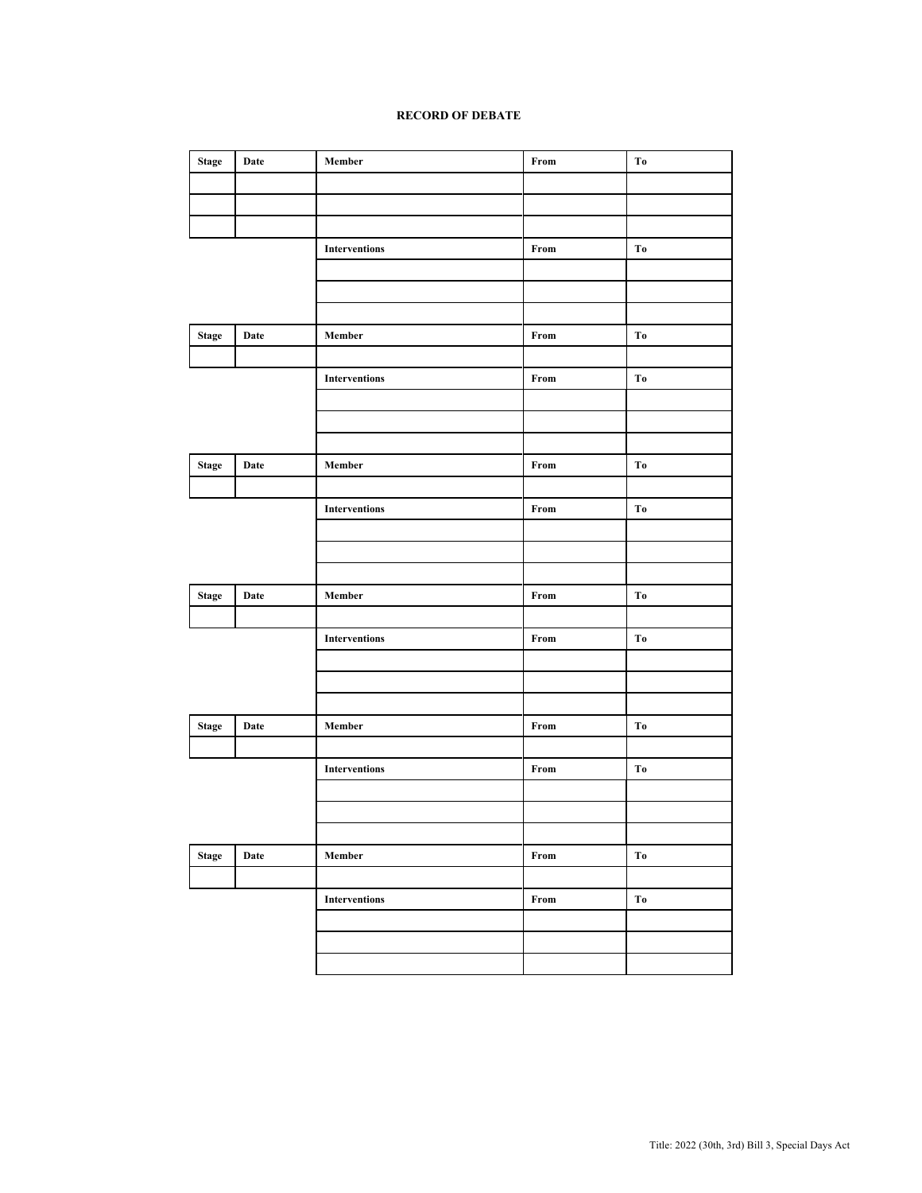**RECORD OF DEBATE**

| Stage | Date | Member | From | To |
|---|---|---|---|---|
| | | | | |
| | | | | |
| | | | | |
| | | **Interventions** | **From** | **To** |
| | | | | |
| | | | | |
| | | | | |
| **Stage** | **Date** | **Member** | **From** | **To** |
| | | | | |
| | | **Interventions** | **From** | **To** |
| | | | | |
| | | | | |
| | | | | |
| **Stage** | **Date** | **Member** | **From** | **To** |
| | | | | |
| | | **Interventions** | **From** | **To** |
| | | | | |
| | | | | |
| | | | | |
| **Stage** | **Date** | **Member** | **From** | **To** |
| | | | | |
| | | **Interventions** | **From** | **To** |
| | | | | |
| | | | | |
| | | | | |
| **Stage** | **Date** | **Member** | **From** | **To** |
| | | | | |
| | | **Interventions** | **From** | **To** |
| | | | | |
| | | | | |
| | | | | |
| **Stage** | **Date** | **Member** | **From** | **To** |
| | | | | |
| | | **Interventions** | **From** | **To** |
| | | | | |
| | | | | |
| | | | | |

Title: 2022 (30th, 3rd) Bill 3, Special Days Act